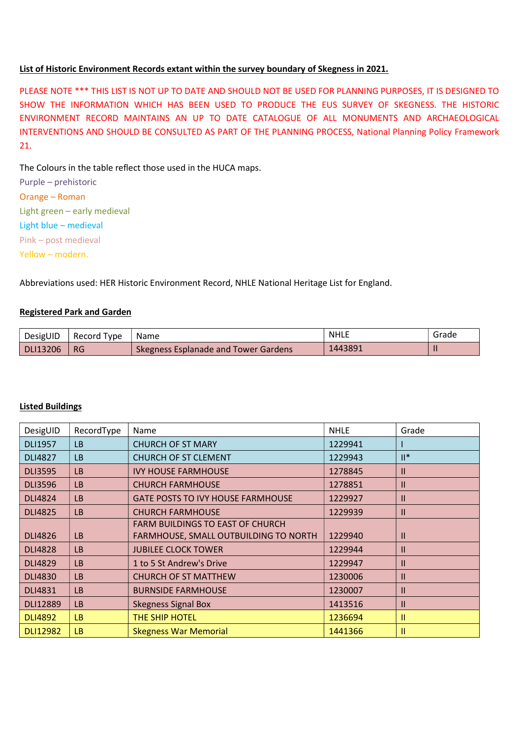**List of Historic Environment Records extant within the survey boundary of Skegness in 2021.**

PLEASE NOTE *** THIS LIST IS NOT UP TO DATE AND SHOULD NOT BE USED FOR PLANNING PURPOSES, IT IS DESIGNED TO SHOW THE INFORMATION WHICH HAS BEEN USED TO PRODUCE THE EUS SURVEY OF SKEGNESS. THE HISTORIC ENVIRONMENT RECORD MAINTAINS AN UP TO DATE CATALOGUE OF ALL MONUMENTS AND ARCHAEOLOGICAL INTERVENTIONS AND SHOULD BE CONSULTED AS PART OF THE PLANNING PROCESS, National Planning Policy Framework 21.

The Colours in the table reflect those used in the HUCA maps.

Purple – prehistoric
Orange – Roman
Light green – early medieval
Light blue – medieval
Pink – post medieval
Yellow – modern.

Abbreviations used: HER Historic Environment Record, NHLE National Heritage List for England.

**Registered Park and Garden**

| DesigUID | Record Type | Name | NHLE | Grade |
|---|---|---|---|---|
| DLI13206 | RG | Skegness Esplanade and Tower Gardens | 1443891 | II |

**Listed Buildings**

| DesigUID | RecordType | Name | NHLE | Grade |
|---|---|---|---|---|
| DLI1957 | LB | CHURCH OF ST MARY | 1229941 | I |
| DLI4827 | LB | CHURCH OF ST CLEMENT | 1229943 | II* |
| DLI3595 | LB | IVY HOUSE FARMHOUSE | 1278845 | II |
| DLI3596 | LB | CHURCH FARMHOUSE | 1278851 | II |
| DLI4824 | LB | GATE POSTS TO IVY HOUSE FARMHOUSE | 1229927 | II |
| DLI4825 | LB | CHURCH FARMHOUSE | 1229939 | II |
| DLI4826 | LB | FARM BUILDINGS TO EAST OF CHURCH FARMHOUSE, SMALL OUTBUILDING TO NORTH | 1229940 | II |
| DLI4828 | LB | JUBILEE CLOCK TOWER | 1229944 | II |
| DLI4829 | LB | 1 to 5 St Andrew's Drive | 1229947 | II |
| DLI4830 | LB | CHURCH OF ST MATTHEW | 1230006 | II |
| DLI4831 | LB | BURNSIDE FARMHOUSE | 1230007 | II |
| DLI12889 | LB | Skegness Signal Box | 1413516 | II |
| DLI4892 | LB | THE SHIP HOTEL | 1236694 | II |
| DLI12982 | LB | Skegness War Memorial | 1441366 | II |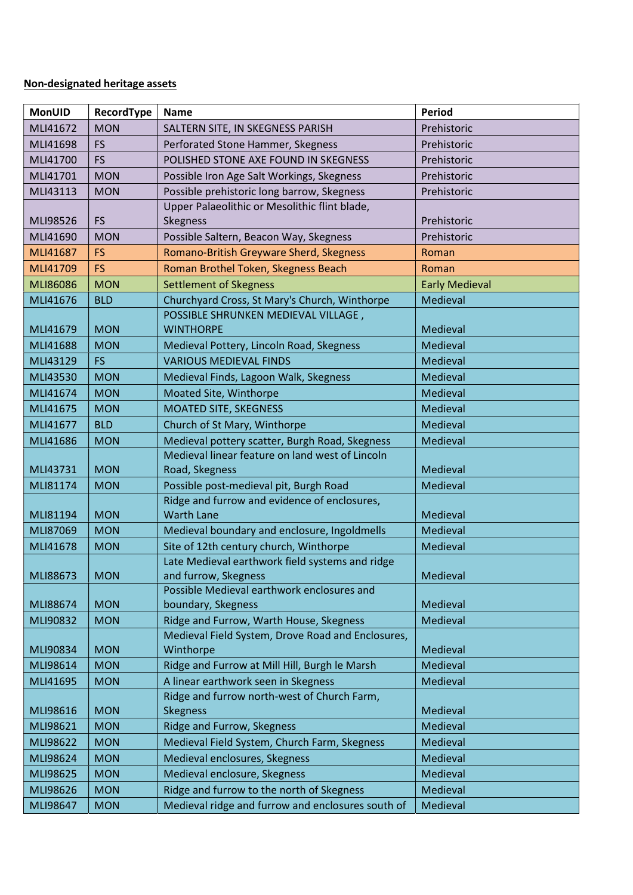**Non-designated heritage assets**

| MonUID | RecordType | Name | Period |
|---|---|---|---|
| MLI41672 | MON | SALTERN SITE, IN SKEGNESS PARISH | Prehistoric |
| MLI41698 | FS | Perforated Stone Hammer, Skegness | Prehistoric |
| MLI41700 | FS | POLISHED STONE AXE FOUND IN SKEGNESS | Prehistoric |
| MLI41701 | MON | Possible Iron Age Salt Workings, Skegness | Prehistoric |
| MLI43113 | MON | Possible prehistoric long barrow, Skegness | Prehistoric |
| MLI98526 | FS | Upper Palaeolithic or Mesolithic flint blade, Skegness | Prehistoric |
| MLI41690 | MON | Possible Saltern, Beacon Way, Skegness | Prehistoric |
| MLI41687 | FS | Romano-British Greyware Sherd, Skegness | Roman |
| MLI41709 | FS | Roman Brothel Token, Skegness Beach | Roman |
| MLI86086 | MON | Settlement of Skegness | Early Medieval |
| MLI41676 | BLD | Churchyard Cross, St Mary's Church, Winthorpe | Medieval |
| MLI41679 | MON | POSSIBLE SHRUNKEN MEDIEVAL VILLAGE , WINTHORPE | Medieval |
| MLI41688 | MON | Medieval Pottery, Lincoln Road, Skegness | Medieval |
| MLI43129 | FS | VARIOUS MEDIEVAL FINDS | Medieval |
| MLI43530 | MON | Medieval Finds, Lagoon Walk, Skegness | Medieval |
| MLI41674 | MON | Moated Site, Winthorpe | Medieval |
| MLI41675 | MON | MOATED SITE, SKEGNESS | Medieval |
| MLI41677 | BLD | Church of St Mary, Winthorpe | Medieval |
| MLI41686 | MON | Medieval pottery scatter, Burgh Road, Skegness | Medieval |
| MLI43731 | MON | Medieval linear feature on land west of Lincoln Road, Skegness | Medieval |
| MLI81174 | MON | Possible post-medieval pit, Burgh Road | Medieval |
| MLI81194 | MON | Ridge and furrow and evidence of enclosures, Warth Lane | Medieval |
| MLI87069 | MON | Medieval boundary and enclosure, Ingoldmells | Medieval |
| MLI41678 | MON | Site of 12th century church, Winthorpe | Medieval |
| MLI88673 | MON | Late Medieval earthwork field systems and ridge and furrow, Skegness | Medieval |
| MLI88674 | MON | Possible Medieval earthwork enclosures and boundary, Skegness | Medieval |
| MLI90832 | MON | Ridge and Furrow, Warth House, Skegness | Medieval |
| MLI90834 | MON | Medieval Field System, Drove Road and Enclosures, Winthorpe | Medieval |
| MLI98614 | MON | Ridge and Furrow at Mill Hill, Burgh le Marsh | Medieval |
| MLI41695 | MON | A linear earthwork seen in Skegness | Medieval |
| MLI98616 | MON | Ridge and furrow north-west of Church Farm, Skegness | Medieval |
| MLI98621 | MON | Ridge and Furrow, Skegness | Medieval |
| MLI98622 | MON | Medieval Field System, Church Farm, Skegness | Medieval |
| MLI98624 | MON | Medieval enclosures, Skegness | Medieval |
| MLI98625 | MON | Medieval enclosure, Skegness | Medieval |
| MLI98626 | MON | Ridge and furrow to the north of Skegness | Medieval |
| MLI98647 | MON | Medieval ridge and furrow and enclosures south of | Medieval |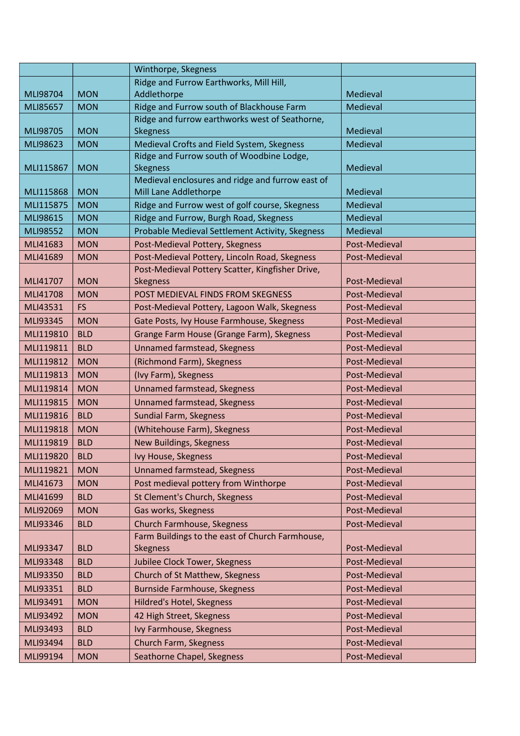| | | Winthorpe, Skegness | |
|---|---|---|---|
| MLI98704 | MON | Ridge and Furrow Earthworks, Mill Hill, Addlethorpe | Medieval |
| MLI85657 | MON | Ridge and Furrow south of Blackhouse Farm | Medieval |
| MLI98705 | MON | Ridge and furrow earthworks west of Seathorne, Skegness | Medieval |
| MLI98623 | MON | Medieval Crofts and Field System, Skegness | Medieval |
| MLI115867 | MON | Ridge and Furrow south of Woodbine Lodge, Skegness | Medieval |
| MLI115868 | MON | Medieval enclosures and ridge and furrow east of Mill Lane Addlethorpe | Medieval |
| MLI115875 | MON | Ridge and Furrow west of golf course, Skegness | Medieval |
| MLI98615 | MON | Ridge and Furrow, Burgh Road, Skegness | Medieval |
| MLI98552 | MON | Probable Medieval Settlement Activity, Skegness | Medieval |
| MLI41683 | MON | Post-Medieval Pottery, Skegness | Post-Medieval |
| MLI41689 | MON | Post-Medieval Pottery, Lincoln Road, Skegness | Post-Medieval |
| MLI41707 | MON | Post-Medieval Pottery Scatter, Kingfisher Drive, Skegness | Post-Medieval |
| MLI41708 | MON | POST MEDIEVAL FINDS FROM SKEGNESS | Post-Medieval |
| MLI43531 | FS | Post-Medieval Pottery, Lagoon Walk, Skegness | Post-Medieval |
| MLI93345 | MON | Gate Posts, Ivy House Farmhouse, Skegness | Post-Medieval |
| MLI119810 | BLD | Grange Farm House (Grange Farm), Skegness | Post-Medieval |
| MLI119811 | BLD | Unnamed farmstead, Skegness | Post-Medieval |
| MLI119812 | MON | (Richmond Farm), Skegness | Post-Medieval |
| MLI119813 | MON | (Ivy Farm), Skegness | Post-Medieval |
| MLI119814 | MON | Unnamed farmstead, Skegness | Post-Medieval |
| MLI119815 | MON | Unnamed farmstead, Skegness | Post-Medieval |
| MLI119816 | BLD | Sundial Farm, Skegness | Post-Medieval |
| MLI119818 | MON | (Whitehouse Farm), Skegness | Post-Medieval |
| MLI119819 | BLD | New Buildings, Skegness | Post-Medieval |
| MLI119820 | BLD | Ivy House, Skegness | Post-Medieval |
| MLI119821 | MON | Unnamed farmstead, Skegness | Post-Medieval |
| MLI41673 | MON | Post medieval pottery from Winthorpe | Post-Medieval |
| MLI41699 | BLD | St Clement's Church, Skegness | Post-Medieval |
| MLI92069 | MON | Gas works, Skegness | Post-Medieval |
| MLI93346 | BLD | Church Farmhouse, Skegness | Post-Medieval |
| MLI93347 | BLD | Farm Buildings to the east of Church Farmhouse, Skegness | Post-Medieval |
| MLI93348 | BLD | Jubilee Clock Tower, Skegness | Post-Medieval |
| MLI93350 | BLD | Church of St Matthew, Skegness | Post-Medieval |
| MLI93351 | BLD | Burnside Farmhouse, Skegness | Post-Medieval |
| MLI93491 | MON | Hildred's Hotel, Skegness | Post-Medieval |
| MLI93492 | MON | 42 High Street, Skegness | Post-Medieval |
| MLI93493 | BLD | Ivy Farmhouse, Skegness | Post-Medieval |
| MLI93494 | BLD | Church Farm, Skegness | Post-Medieval |
| MLI99194 | MON | Seathorne Chapel, Skegness | Post-Medieval |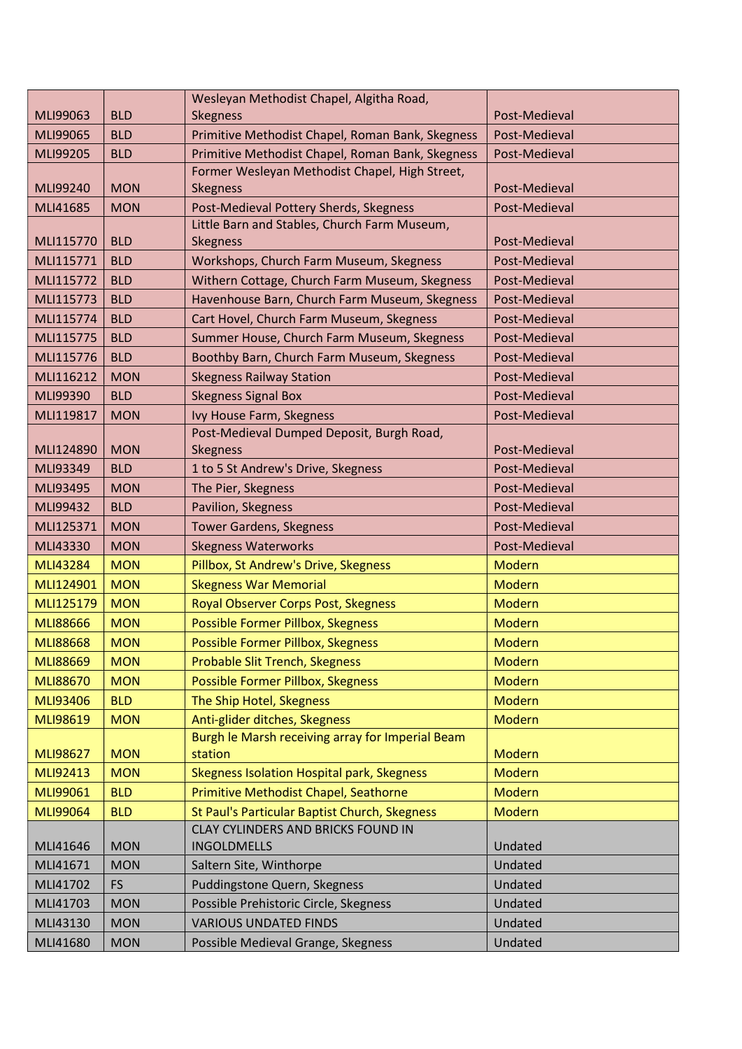| | | | |
|---|---|---|---|
| MLI99063 | BLD | Wesleyan Methodist Chapel, Algitha Road, Skegness | Post-Medieval |
| MLI99065 | BLD | Primitive Methodist Chapel, Roman Bank, Skegness | Post-Medieval |
| MLI99205 | BLD | Primitive Methodist Chapel, Roman Bank, Skegness | Post-Medieval |
| MLI99240 | MON | Former Wesleyan Methodist Chapel, High Street, Skegness | Post-Medieval |
| MLI41685 | MON | Post-Medieval Pottery Sherds, Skegness | Post-Medieval |
| MLI115770 | BLD | Little Barn and Stables, Church Farm Museum, Skegness | Post-Medieval |
| MLI115771 | BLD | Workshops, Church Farm Museum, Skegness | Post-Medieval |
| MLI115772 | BLD | Withern Cottage, Church Farm Museum, Skegness | Post-Medieval |
| MLI115773 | BLD | Havenhouse Barn, Church Farm Museum, Skegness | Post-Medieval |
| MLI115774 | BLD | Cart Hovel, Church Farm Museum, Skegness | Post-Medieval |
| MLI115775 | BLD | Summer House, Church Farm Museum, Skegness | Post-Medieval |
| MLI115776 | BLD | Boothby Barn, Church Farm Museum, Skegness | Post-Medieval |
| MLI116212 | MON | Skegness Railway Station | Post-Medieval |
| MLI99390 | BLD | Skegness Signal Box | Post-Medieval |
| MLI119817 | MON | Ivy House Farm, Skegness | Post-Medieval |
| MLI124890 | MON | Post-Medieval Dumped Deposit, Burgh Road, Skegness | Post-Medieval |
| MLI93349 | BLD | 1 to 5 St Andrew's Drive, Skegness | Post-Medieval |
| MLI93495 | MON | The Pier, Skegness | Post-Medieval |
| MLI99432 | BLD | Pavilion, Skegness | Post-Medieval |
| MLI125371 | MON | Tower Gardens, Skegness | Post-Medieval |
| MLI43330 | MON | Skegness Waterworks | Post-Medieval |
| MLI43284 | MON | Pillbox, St Andrew's Drive, Skegness | Modern |
| MLI124901 | MON | Skegness War Memorial | Modern |
| MLI125179 | MON | Royal Observer Corps Post, Skegness | Modern |
| MLI88666 | MON | Possible Former Pillbox, Skegness | Modern |
| MLI88668 | MON | Possible Former Pillbox, Skegness | Modern |
| MLI88669 | MON | Probable Slit Trench, Skegness | Modern |
| MLI88670 | MON | Possible Former Pillbox, Skegness | Modern |
| MLI93406 | BLD | The Ship Hotel, Skegness | Modern |
| MLI98619 | MON | Anti-glider ditches, Skegness | Modern |
| MLI98627 | MON | Burgh le Marsh receiving array for Imperial Beam station | Modern |
| MLI92413 | MON | Skegness Isolation Hospital park, Skegness | Modern |
| MLI99061 | BLD | Primitive Methodist Chapel, Seathorne | Modern |
| MLI99064 | BLD | St Paul's Particular Baptist Church, Skegness | Modern |
| MLI41646 | MON | CLAY CYLINDERS AND BRICKS FOUND IN INGOLDMELLS | Undated |
| MLI41671 | MON | Saltern Site, Winthorpe | Undated |
| MLI41702 | FS | Puddingstone Quern, Skegness | Undated |
| MLI41703 | MON | Possible Prehistoric Circle, Skegness | Undated |
| MLI43130 | MON | VARIOUS UNDATED FINDS | Undated |
| MLI41680 | MON | Possible Medieval Grange, Skegness | Undated |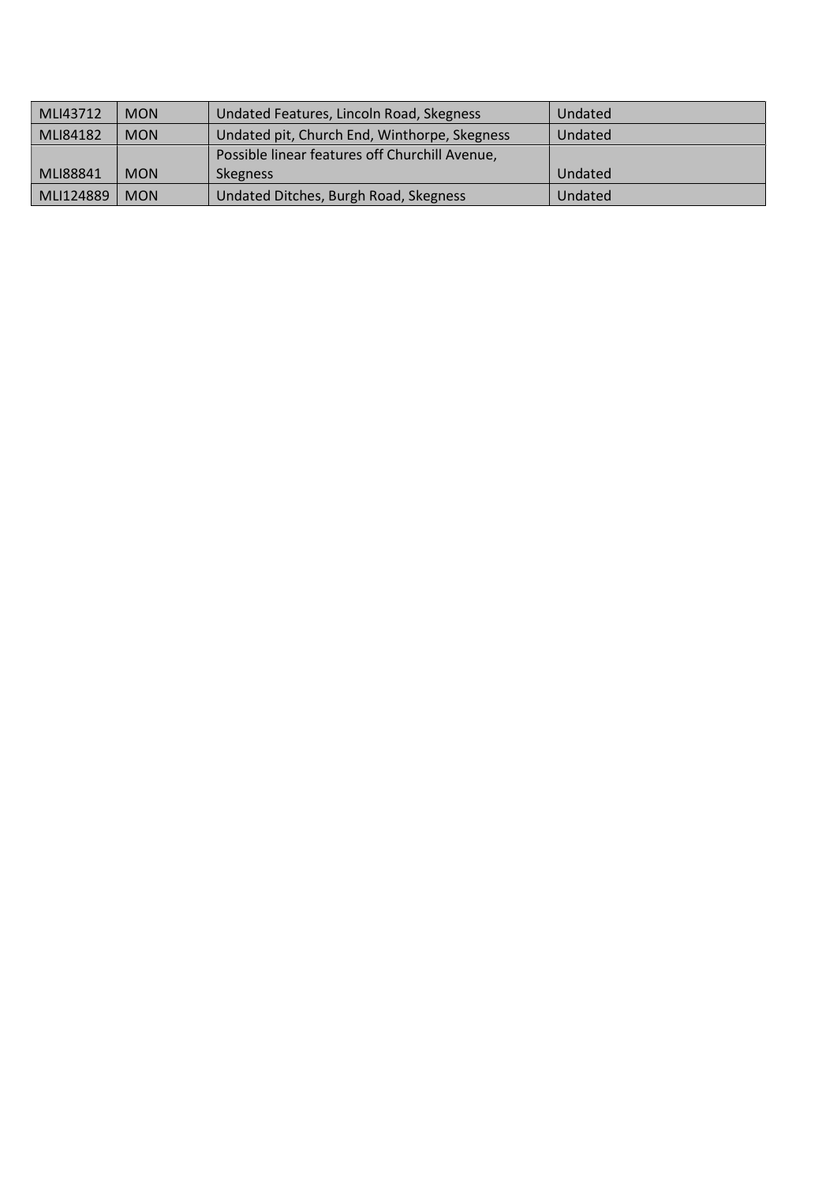| | | | |
|---|---|---|---|
| MLI43712 | MON | Undated Features, Lincoln Road, Skegness | Undated |
| MLI84182 | MON | Undated pit, Church End, Winthorpe, Skegness | Undated |
| MLI88841 | MON | Possible linear features off Churchill Avenue, Skegness | Undated |
| MLI124889 | MON | Undated Ditches, Burgh Road, Skegness | Undated |